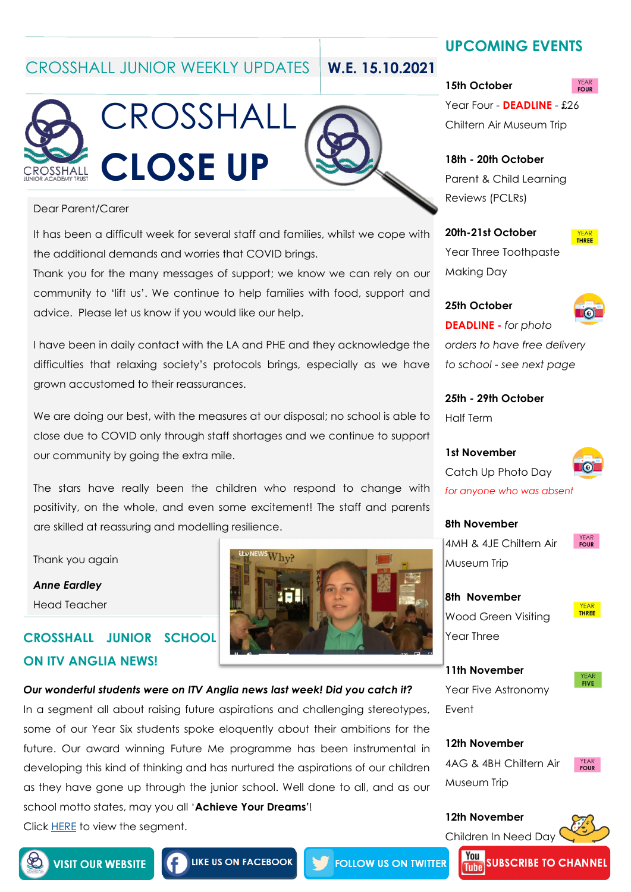# CROSSHALL JUNIOR WEEKLY UPDATES — W.E. 15.10.2021

# CROSSHALL CLOSE UP

Dear Parent/Carer

It has been a difficult week for several staff and families, whilst we cope with the additional demands and worries that COVID brings.
Thank you for the many messages of support; we know we can rely on our community to 'lift us'. We continue to help families with food, support and advice. Please let us know if you would like our help.

I have been in daily contact with the LA and PHE and they acknowledge the difficulties that relaxing society's protocols brings, especially as we have grown accustomed to their reassurances.

We are doing our best, with the measures at our disposal; no school is able to close due to COVID only through staff shortages and we continue to support our community by going the extra mile.

The stars have really been the children who respond to change with positivity, on the whole, and even some excitement! The staff and parents are skilled at reassuring and modelling resilience.

Thank you again

***Anne Eardley***

Head Teacher

## CROSSHALL JUNIOR SCHOOL ON ITV ANGLIA NEWS!

***Our wonderful students were on ITV Anglia news last week! Did you catch it?***

In a segment all about raising future aspirations and challenging stereotypes, some of our Year Six students spoke eloquently about their ambitions for the future. Our award winning Future Me programme has been instrumental in developing this kind of thinking and has nurtured the aspirations of our children as they have gone up through the junior school. Well done to all, and as our school motto states, may you all '**Achieve Your Dreams**'!

Click HERE to view the segment.

## UPCOMING EVENTS

**15th October** (Year Four)
Year Four - **DEADLINE** - £26 Chiltern Air Museum Trip

**18th - 20th October**
Parent & Child Learning Reviews (PCLRs)

**20th-21st October** (Year Three)
Year Three Toothpaste Making Day

**25th October**
**DEADLINE** - *for photo orders to have free delivery to school - see next page*

**25th - 29th October**
Half Term

**1st November**
Catch Up Photo Day
*for anyone who was absent*

**8th November** (Year Four)
4MH & 4JE Chiltern Air Museum Trip

**8th November** (Year Three)
Wood Green Visiting Year Three

**11th November** (Year Five)
Year Five Astronomy Event

**12th November** (Year Four)
4AG & 4BH Chiltern Air Museum Trip

**12th November**
Children In Need Day

VISIT OUR WEBSITE | LIKE US ON FACEBOOK | FOLLOW US ON TWITTER | SUBSCRIBE TO CHANNEL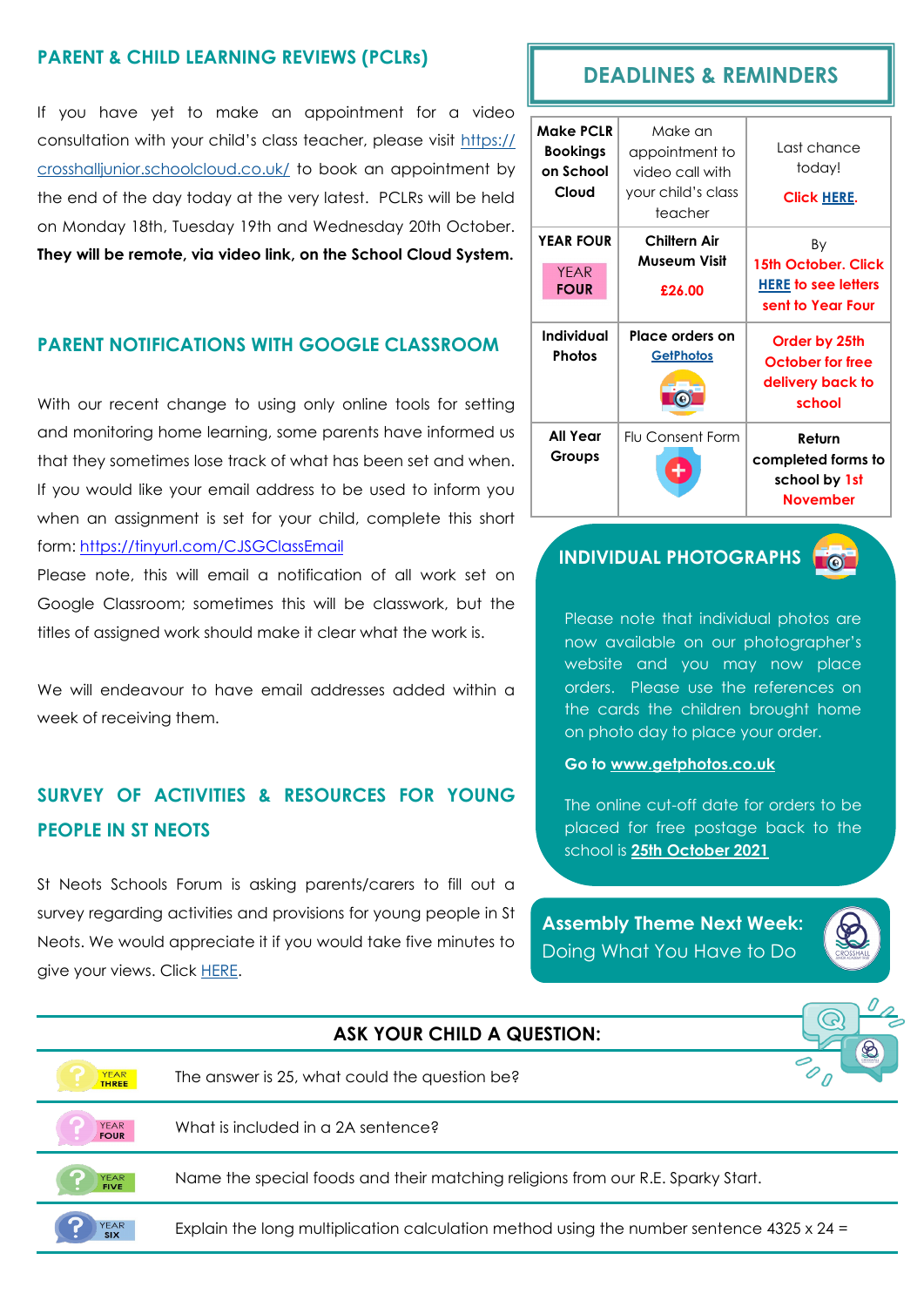## PARENT & CHILD LEARNING REVIEWS (PCLRs)

If you have yet to make an appointment for a video consultation with your child's class teacher, please visit https://crosshalljunior.schoolcloud.co.uk/ to book an appointment by the end of the day today at the very latest. PCLRs will be held on Monday 18th, Tuesday 19th and Wednesday 20th October. **They will be remote, via video link, on the School Cloud System.**

## PARENT NOTIFICATIONS WITH GOOGLE CLASSROOM

With our recent change to using only online tools for setting and monitoring home learning, some parents have informed us that they sometimes lose track of what has been set and when. If you would like your email address to be used to inform you when an assignment is set for your child, complete this short form: https://tinyurl.com/CJSGClassEmail

Please note, this will email a notification of all work set on Google Classroom; sometimes this will be classwork, but the titles of assigned work should make it clear what the work is.

We will endeavour to have email addresses added within a week of receiving them.

## SURVEY OF ACTIVITIES & RESOURCES FOR YOUNG PEOPLE IN ST NEOTS

St Neots Schools Forum is asking parents/carers to fill out a survey regarding activities and provisions for young people in St Neots. We would appreciate it if you would take five minutes to give your views. Click HERE.

## DEADLINES & REMINDERS

| | | |
|---|---|---|
| **Make PCLR Bookings on School Cloud** | Make an appointment to video call with your child's class teacher | Last chance today! **Click HERE.** |
| **YEAR FOUR** YEAR FOUR | **Chiltern Air Museum Visit** **£26.00** | By **15th October. Click HERE to see letters sent to Year Four** |
| **Individual Photos** | **Place orders on GetPhotos** | **Order by 25th October for free delivery back to school** |
| **All Year Groups** | Flu Consent Form | **Return completed forms to school by 1st November** |

## INDIVIDUAL PHOTOGRAPHS

Please note that individual photos are now available on our photographer's website and you may now place orders. Please use the references on the cards the children brought home on photo day to place your order.

**Go to www.getphotos.co.uk**

The online cut-off date for orders to be placed for free postage back to the school is **25th October 2021**

**Assembly Theme Next Week:**
Doing What You Have to Do

## ASK YOUR CHILD A QUESTION:

| | |
|---|---|
| YEAR THREE | The answer is 25, what could the question be? |
| YEAR FOUR | What is included in a 2A sentence? |
| YEAR FIVE | Name the special foods and their matching religions from our R.E. Sparky Start. |
| YEAR SIX | Explain the long multiplication calculation method using the number sentence 4325 x 24 = |